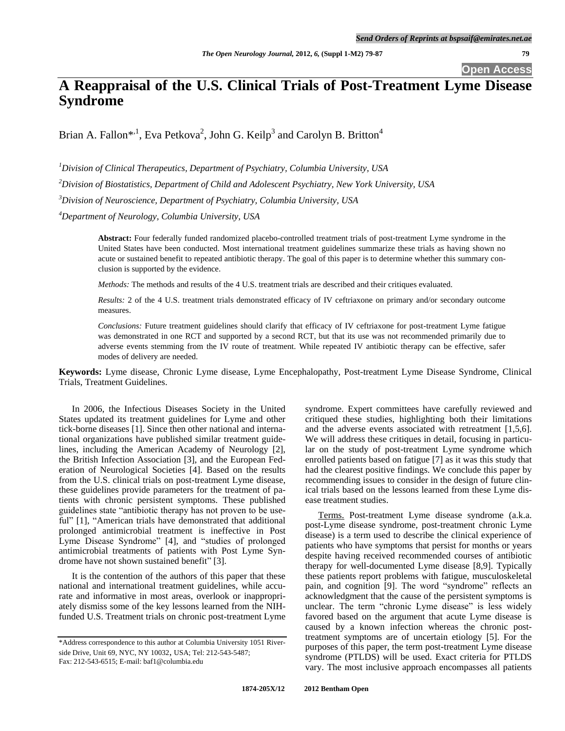# A Reappraisal of the U.S. Clinical Trials of Post-Treatment Lyme Disease Syndrome

Brian A. Fallon*[,1], Eva Petkova[2], John G. Keilp[3] and Carolyn B. Britton[4]

[1]*Division of Clinical Therapeutics, Department of Psychiatry, Columbia University, USA*

[2]*Division of Biostatistics, Department of Child and Adolescent Psychiatry, New York University, USA*

[3]*Division of Neuroscience, Department of Psychiatry, Columbia University, USA*

[4]*Department of Neurology, Columbia University, USA*

**Abstract:** Four federally funded randomized placebo-controlled treatment trials of post-treatment Lyme syndrome in the United States have been conducted. Most international treatment guidelines summarize these trials as having shown no acute or sustained benefit to repeated antibiotic therapy. The goal of this paper is to determine whether this summary conclusion is supported by the evidence.

*Methods:* The methods and results of the 4 U.S. treatment trials are described and their critiques evaluated.

*Results:* 2 of the 4 U.S. treatment trials demonstrated efficacy of IV ceftriaxone on primary and/or secondary outcome measures.

*Conclusions:* Future treatment guidelines should clarify that efficacy of IV ceftriaxone for post-treatment Lyme fatigue was demonstrated in one RCT and supported by a second RCT, but that its use was not recommended primarily due to adverse events stemming from the IV route of treatment. While repeated IV antibiotic therapy can be effective, safer modes of delivery are needed.

**Keywords:** Lyme disease, Chronic Lyme disease, Lyme Encephalopathy, Post-treatment Lyme Disease Syndrome, Clinical Trials, Treatment Guidelines.

In 2006, the Infectious Diseases Society in the United States updated its treatment guidelines for Lyme and other tick-borne diseases [1]. Since then other national and international organizations have published similar treatment guidelines, including the American Academy of Neurology [2], the British Infection Association [3], and the European Federation of Neurological Societies [4]. Based on the results from the U.S. clinical trials on post-treatment Lyme disease, these guidelines provide parameters for the treatment of patients with chronic persistent symptoms. These published guidelines state "antibiotic therapy has not proven to be useful" [1], "American trials have demonstrated that additional prolonged antimicrobial treatment is ineffective in Post Lyme Disease Syndrome" [4], and "studies of prolonged antimicrobial treatments of patients with Post Lyme Syndrome have not shown sustained benefit" [3].

It is the contention of the authors of this paper that these national and international treatment guidelines, while accurate and informative in most areas, overlook or inappropriately dismiss some of the key lessons learned from the NIH-funded U.S. Treatment trials on chronic post-treatment Lyme syndrome. Expert committees have carefully reviewed and critiqued these studies, highlighting both their limitations and the adverse events associated with retreatment [1,5,6]. We will address these critiques in detail, focusing in particular on the study of post-treatment Lyme syndrome which enrolled patients based on fatigue [7] as it was this study that had the clearest positive findings. We conclude this paper by recommending issues to consider in the design of future clinical trials based on the lessons learned from these Lyme disease treatment studies.

<u>Terms.</u> Post-treatment Lyme disease syndrome (a.k.a. post-Lyme disease syndrome, post-treatment chronic Lyme disease) is a term used to describe the clinical experience of patients who have symptoms that persist for months or years despite having received recommended courses of antibiotic therapy for well-documented Lyme disease [8,9]. Typically these patients report problems with fatigue, musculoskeletal pain, and cognition [9]. The word "syndrome" reflects an acknowledgment that the cause of the persistent symptoms is unclear. The term "chronic Lyme disease" is less widely favored based on the argument that acute Lyme disease is caused by a known infection whereas the chronic post-treatment symptoms are of uncertain etiology [5]. For the purposes of this paper, the term post-treatment Lyme disease syndrome (PTLDS) will be used. Exact criteria for PTLDS vary. The most inclusive approach encompasses all patients

*Address correspondence to this author at Columbia University 1051 Riverside Drive, Unit 69, NYC, NY 10032, USA; Tel: 212-543-5487; Fax: 212-543-6515; E-mail: baf1@columbia.edu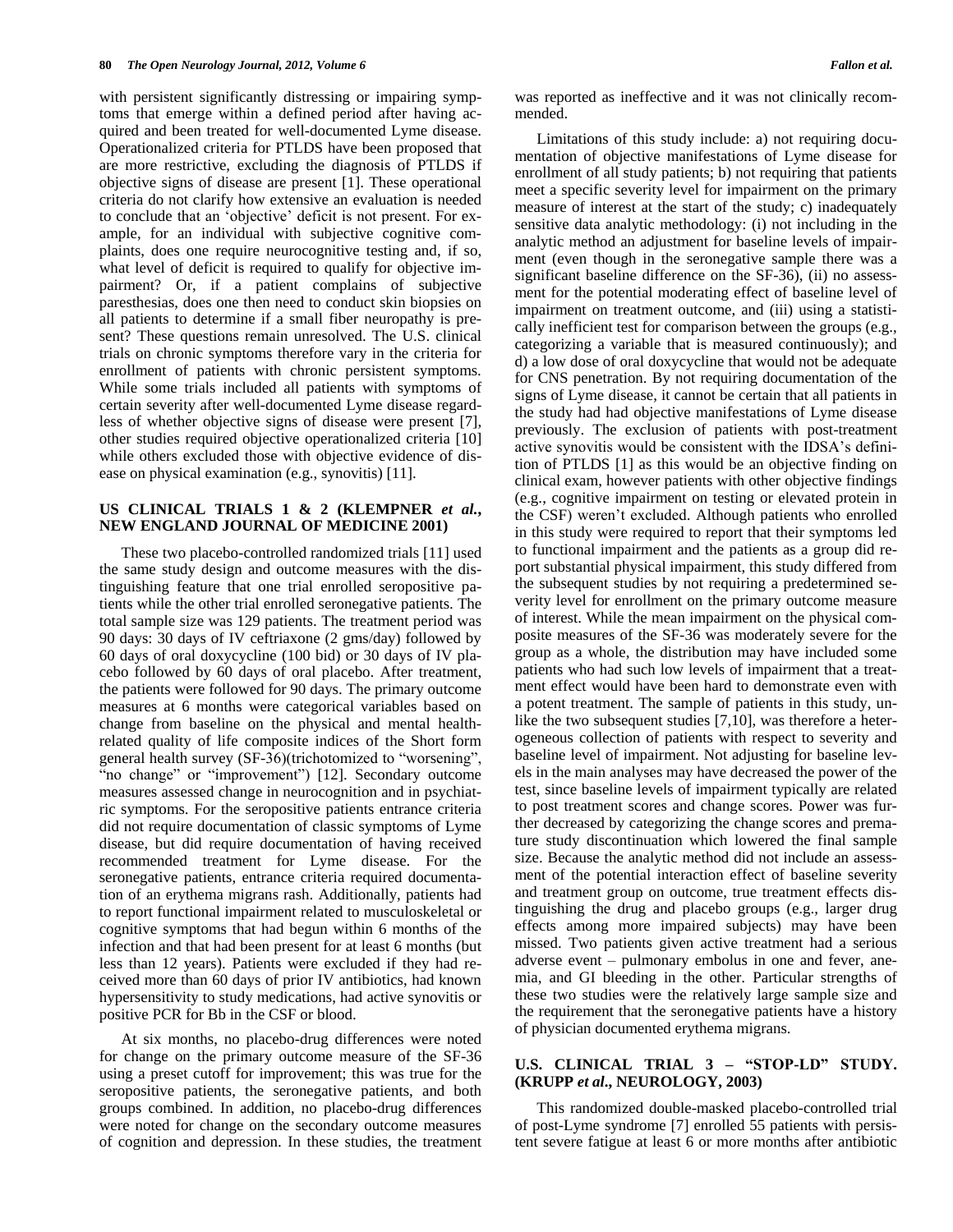with persistent significantly distressing or impairing symptoms that emerge within a defined period after having acquired and been treated for well-documented Lyme disease. Operationalized criteria for PTLDS have been proposed that are more restrictive, excluding the diagnosis of PTLDS if objective signs of disease are present [1]. These operational criteria do not clarify how extensive an evaluation is needed to conclude that an 'objective' deficit is not present. For example, for an individual with subjective cognitive complaints, does one require neurocognitive testing and, if so, what level of deficit is required to qualify for objective impairment? Or, if a patient complains of subjective paresthesias, does one then need to conduct skin biopsies on all patients to determine if a small fiber neuropathy is present? These questions remain unresolved. The U.S. clinical trials on chronic symptoms therefore vary in the criteria for enrollment of patients with chronic persistent symptoms. While some trials included all patients with symptoms of certain severity after well-documented Lyme disease regardless of whether objective signs of disease were present [7], other studies required objective operationalized criteria [10] while others excluded those with objective evidence of disease on physical examination (e.g., synovitis) [11].

## US CLINICAL TRIALS 1 & 2 (KLEMPNER *et al.*, NEW ENGLAND JOURNAL OF MEDICINE 2001)

These two placebo-controlled randomized trials [11] used the same study design and outcome measures with the distinguishing feature that one trial enrolled seropositive patients while the other trial enrolled seronegative patients. The total sample size was 129 patients. The treatment period was 90 days: 30 days of IV ceftriaxone (2 gms/day) followed by 60 days of oral doxycycline (100 bid) or 30 days of IV placebo followed by 60 days of oral placebo. After treatment, the patients were followed for 90 days. The primary outcome measures at 6 months were categorical variables based on change from baseline on the physical and mental health-related quality of life composite indices of the Short form general health survey (SF-36)(trichotomized to "worsening", "no change" or "improvement") [12]. Secondary outcome measures assessed change in neurocognition and in psychiatric symptoms. For the seropositive patients entrance criteria did not require documentation of classic symptoms of Lyme disease, but did require documentation of having received recommended treatment for Lyme disease. For the seronegative patients, entrance criteria required documentation of an erythema migrans rash. Additionally, patients had to report functional impairment related to musculoskeletal or cognitive symptoms that had begun within 6 months of the infection and that had been present for at least 6 months (but less than 12 years). Patients were excluded if they had received more than 60 days of prior IV antibiotics, had known hypersensitivity to study medications, had active synovitis or positive PCR for Bb in the CSF or blood.

At six months, no placebo-drug differences were noted for change on the primary outcome measure of the SF-36 using a preset cutoff for improvement; this was true for the seropositive patients, the seronegative patients, and both groups combined. In addition, no placebo-drug differences were noted for change on the secondary outcome measures of cognition and depression. In these studies, the treatment was reported as ineffective and it was not clinically recommended.

Limitations of this study include: a) not requiring documentation of objective manifestations of Lyme disease for enrollment of all study patients; b) not requiring that patients meet a specific severity level for impairment on the primary measure of interest at the start of the study; c) inadequately sensitive data analytic methodology: (i) not including in the analytic method an adjustment for baseline levels of impairment (even though in the seronegative sample there was a significant baseline difference on the SF-36), (ii) no assessment for the potential moderating effect of baseline level of impairment on treatment outcome, and (iii) using a statistically inefficient test for comparison between the groups (e.g., categorizing a variable that is measured continuously); and d) a low dose of oral doxycycline that would not be adequate for CNS penetration. By not requiring documentation of the signs of Lyme disease, it cannot be certain that all patients in the study had had objective manifestations of Lyme disease previously. The exclusion of patients with post-treatment active synovitis would be consistent with the IDSA's definition of PTLDS [1] as this would be an objective finding on clinical exam, however patients with other objective findings (e.g., cognitive impairment on testing or elevated protein in the CSF) weren't excluded. Although patients who enrolled in this study were required to report that their symptoms led to functional impairment and the patients as a group did report substantial physical impairment, this study differed from the subsequent studies by not requiring a predetermined severity level for enrollment on the primary outcome measure of interest. While the mean impairment on the physical composite measures of the SF-36 was moderately severe for the group as a whole, the distribution may have included some patients who had such low levels of impairment that a treatment effect would have been hard to demonstrate even with a potent treatment. The sample of patients in this study, unlike the two subsequent studies [7,10], was therefore a heterogeneous collection of patients with respect to severity and baseline level of impairment. Not adjusting for baseline levels in the main analyses may have decreased the power of the test, since baseline levels of impairment typically are related to post treatment scores and change scores. Power was further decreased by categorizing the change scores and premature study discontinuation which lowered the final sample size. Because the analytic method did not include an assessment of the potential interaction effect of baseline severity and treatment group on outcome, true treatment effects distinguishing the drug and placebo groups (e.g., larger drug effects among more impaired subjects) may have been missed. Two patients given active treatment had a serious adverse event – pulmonary embolus in one and fever, anemia, and GI bleeding in the other. Particular strengths of these two studies were the relatively large sample size and the requirement that the seronegative patients have a history of physician documented erythema migrans.

## U.S. CLINICAL TRIAL 3 – "STOP-LD" STUDY. (KRUPP *et al.*, NEUROLOGY, 2003)

This randomized double-masked placebo-controlled trial of post-Lyme syndrome [7] enrolled 55 patients with persistent severe fatigue at least 6 or more months after antibiotic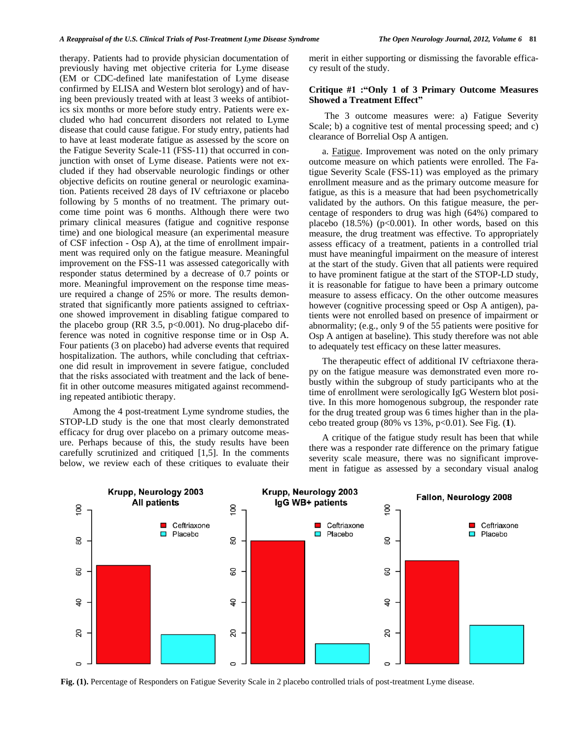therapy. Patients had to provide physician documentation of previously having met objective criteria for Lyme disease (EM or CDC-defined late manifestation of Lyme disease confirmed by ELISA and Western blot serology) and of having been previously treated with at least 3 weeks of antibiotics six months or more before study entry. Patients were excluded who had concurrent disorders not related to Lyme disease that could cause fatigue. For study entry, patients had to have at least moderate fatigue as assessed by the score on the Fatigue Severity Scale-11 (FSS-11) that occurred in conjunction with onset of Lyme disease. Patients were not excluded if they had observable neurologic findings or other objective deficits on routine general or neurologic examination. Patients received 28 days of IV ceftriaxone or placebo following by 5 months of no treatment. The primary outcome time point was 6 months. Although there were two primary clinical measures (fatigue and cognitive response time) and one biological measure (an experimental measure of CSF infection - Osp A), at the time of enrollment impairment was required only on the fatigue measure. Meaningful improvement on the FSS-11 was assessed categorically with responder status determined by a decrease of 0.7 points or more. Meaningful improvement on the response time measure required a change of 25% or more. The results demonstrated that significantly more patients assigned to ceftriaxone showed improvement in disabling fatigue compared to the placebo group (RR 3.5, $p<0.001$). No drug-placebo difference was noted in cognitive response time or in Osp A. Four patients (3 on placebo) had adverse events that required hospitalization. The authors, while concluding that ceftriaxone did result in improvement in severe fatigue, concluded that the risks associated with treatment and the lack of benefit in other outcome measures mitigated against recommending repeated antibiotic therapy.

Among the 4 post-treatment Lyme syndrome studies, the STOP-LD study is the one that most clearly demonstrated efficacy for drug over placebo on a primary outcome measure. Perhaps because of this, the study results have been carefully scrutinized and critiqued [1,5]. In the comments below, we review each of these critiques to evaluate their merit in either supporting or dismissing the favorable efficacy result of the study.

**Critique #1 :"Only 1 of 3 Primary Outcome Measures Showed a Treatment Effect"**

The 3 outcome measures were: a) Fatigue Severity Scale; b) a cognitive test of mental processing speed; and c) clearance of Borrelial Osp A antigen.

a. Fatigue. Improvement was noted on the only primary outcome measure on which patients were enrolled. The Fatigue Severity Scale (FSS-11) was employed as the primary enrollment measure and as the primary outcome measure for fatigue, as this is a measure that had been psychometrically validated by the authors. On this fatigue measure, the percentage of responders to drug was high (64%) compared to placebo (18.5%) ($p<0.001$). In other words, based on this measure, the drug treatment was effective. To appropriately assess efficacy of a treatment, patients in a controlled trial must have meaningful impairment on the measure of interest at the start of the study. Given that all patients were required to have prominent fatigue at the start of the STOP-LD study, it is reasonable for fatigue to have been a primary outcome measure to assess efficacy. On the other outcome measures however (cognitive processing speed or Osp A antigen), patients were not enrolled based on presence of impairment or abnormality; (e.g., only 9 of the 55 patients were positive for Osp A antigen at baseline). This study therefore was not able to adequately test efficacy on these latter measures.

The therapeutic effect of additional IV ceftriaxone therapy on the fatigue measure was demonstrated even more robustly within the subgroup of study participants who at the time of enrollment were serologically IgG Western blot positive. In this more homogenous subgroup, the responder rate for the drug treated group was 6 times higher than in the placebo treated group (80% vs 13%, $p<0.01$). See Fig. (**1**).

A critique of the fatigue study result has been that while there was a responder rate difference on the primary fatigue severity scale measure, there was no significant improvement in fatigue as assessed by a secondary visual analog

**Fig. (1).** Percentage of Responders on Fatigue Severity Scale in 2 placebo controlled trials of post-treatment Lyme disease.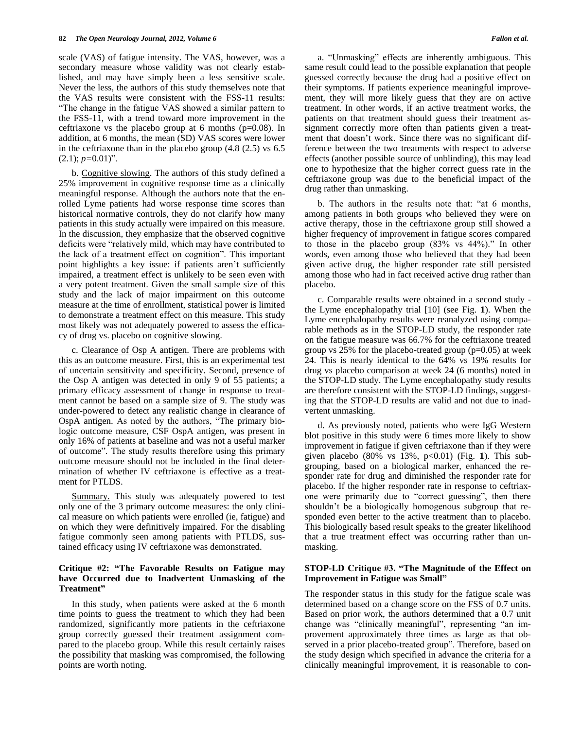scale (VAS) of fatigue intensity. The VAS, however, was a secondary measure whose validity was not clearly established, and may have simply been a less sensitive scale. Never the less, the authors of this study themselves note that the VAS results were consistent with the FSS-11 results: "The change in the fatigue VAS showed a similar pattern to the FSS-11, with a trend toward more improvement in the ceftriaxone vs the placebo group at 6 months (p=0.08). In addition, at 6 months, the mean (SD) VAS scores were lower in the ceftriaxone than in the placebo group (4.8 (2.5) vs 6.5 (2.1); *p*=0.01)".

b. Cognitive slowing. The authors of this study defined a 25% improvement in cognitive response time as a clinically meaningful response. Although the authors note that the enrolled Lyme patients had worse response time scores than historical normative controls, they do not clarify how many patients in this study actually were impaired on this measure. In the discussion, they emphasize that the observed cognitive deficits were "relatively mild, which may have contributed to the lack of a treatment effect on cognition". This important point highlights a key issue: if patients aren't sufficiently impaired, a treatment effect is unlikely to be seen even with a very potent treatment. Given the small sample size of this study and the lack of major impairment on this outcome measure at the time of enrollment, statistical power is limited to demonstrate a treatment effect on this measure. This study most likely was not adequately powered to assess the efficacy of drug vs. placebo on cognitive slowing.

c. Clearance of Osp A antigen. There are problems with this as an outcome measure. First, this is an experimental test of uncertain sensitivity and specificity. Second, presence of the Osp A antigen was detected in only 9 of 55 patients; a primary efficacy assessment of change in response to treatment cannot be based on a sample size of 9. The study was under-powered to detect any realistic change in clearance of OspA antigen. As noted by the authors, "The primary biologic outcome measure, CSF OspA antigen, was present in only 16% of patients at baseline and was not a useful marker of outcome". The study results therefore using this primary outcome measure should not be included in the final determination of whether IV ceftriaxone is effective as a treatment for PTLDS.

Summary. This study was adequately powered to test only one of the 3 primary outcome measures: the only clinical measure on which patients were enrolled (ie, fatigue) and on which they were definitively impaired. For the disabling fatigue commonly seen among patients with PTLDS, sustained efficacy using IV ceftriaxone was demonstrated.

### Critique #2: "The Favorable Results on Fatigue may have Occurred due to Inadvertent Unmasking of the Treatment"

In this study, when patients were asked at the 6 month time points to guess the treatment to which they had been randomized, significantly more patients in the ceftriaxone group correctly guessed their treatment assignment compared to the placebo group. While this result certainly raises the possibility that masking was compromised, the following points are worth noting.

a. "Unmasking" effects are inherently ambiguous. This same result could lead to the possible explanation that people guessed correctly because the drug had a positive effect on their symptoms. If patients experience meaningful improvement, they will more likely guess that they are on active treatment. In other words, if an active treatment works, the patients on that treatment should guess their treatment assignment correctly more often than patients given a treatment that doesn't work. Since there was no significant difference between the two treatments with respect to adverse effects (another possible source of unblinding), this may lead one to hypothesize that the higher correct guess rate in the ceftriaxone group was due to the beneficial impact of the drug rather than unmasking.

b. The authors in the results note that: "at 6 months, among patients in both groups who believed they were on active therapy, those in the ceftriaxone group still showed a higher frequency of improvement in fatigue scores compared to those in the placebo group (83% vs 44%)." In other words, even among those who believed that they had been given active drug, the higher responder rate still persisted among those who had in fact received active drug rather than placebo.

c. Comparable results were obtained in a second study - the Lyme encephalopathy trial [10] (see Fig. **1**). When the Lyme encephalopathy results were reanalyzed using comparable methods as in the STOP-LD study, the responder rate on the fatigue measure was 66.7% for the ceftriaxone treated group vs 25% for the placebo-treated group (p=0.05) at week 24. This is nearly identical to the 64% vs 19% results for drug vs placebo comparison at week 24 (6 months) noted in the STOP-LD study. The Lyme encephalopathy study results are therefore consistent with the STOP-LD findings, suggesting that the STOP-LD results are valid and not due to inadvertent unmasking.

d. As previously noted, patients who were IgG Western blot positive in this study were 6 times more likely to show improvement in fatigue if given ceftriaxone than if they were given placebo (80% vs 13%, p<0.01) (Fig. **1**). This subgrouping, based on a biological marker, enhanced the responder rate for drug and diminished the responder rate for placebo. If the higher responder rate in response to ceftriaxone were primarily due to "correct guessing", then there shouldn't be a biologically homogenous subgroup that responded even better to the active treatment than to placebo. This biologically based result speaks to the greater likelihood that a true treatment effect was occurring rather than unmasking.

### STOP-LD Critique #3. "The Magnitude of the Effect on Improvement in Fatigue was Small"

The responder status in this study for the fatigue scale was determined based on a change score on the FSS of 0.7 units. Based on prior work, the authors determined that a 0.7 unit change was "clinically meaningful", representing "an improvement approximately three times as large as that observed in a prior placebo-treated group". Therefore, based on the study design which specified in advance the criteria for a clinically meaningful improvement, it is reasonable to con-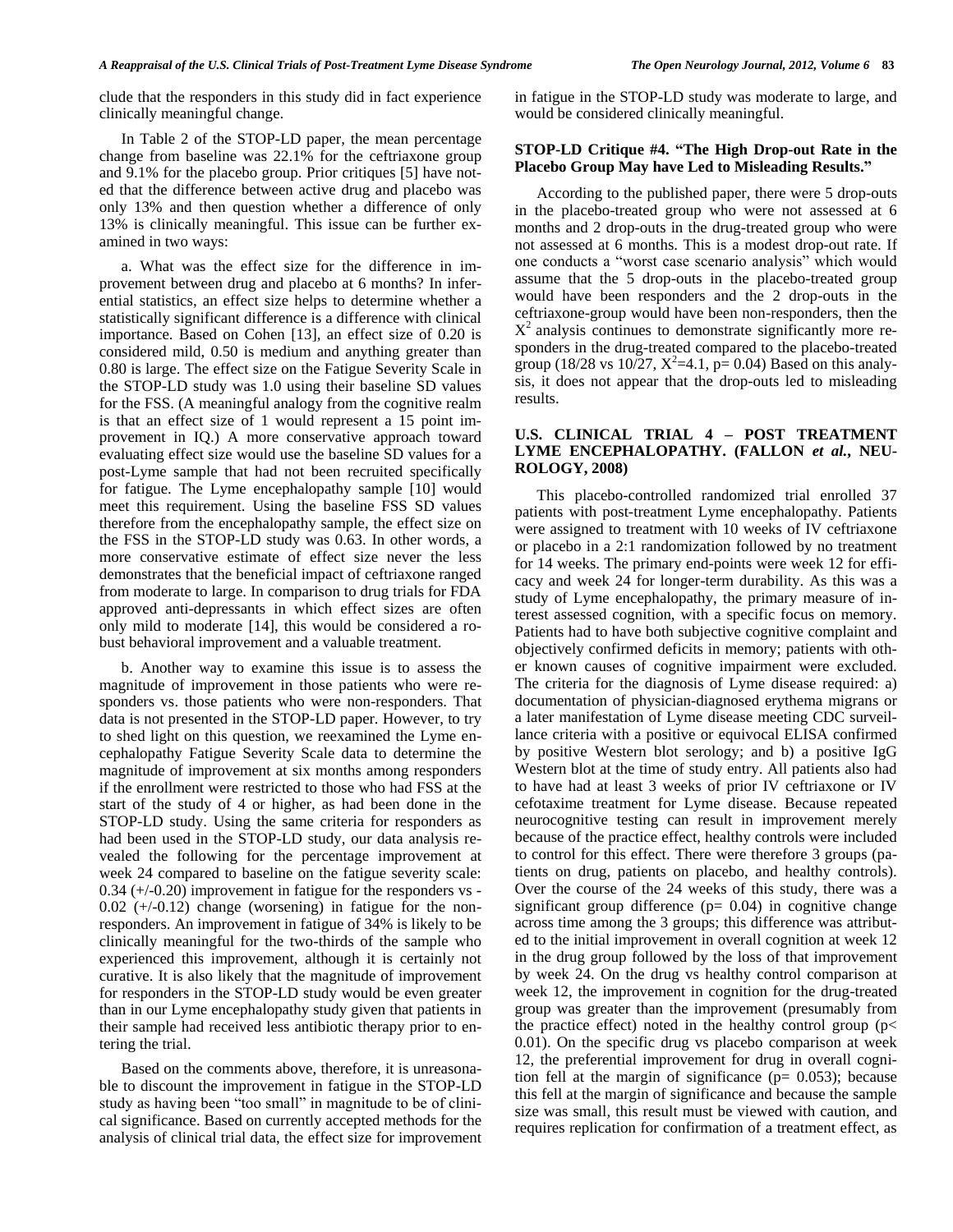clude that the responders in this study did in fact experience clinically meaningful change.

In Table 2 of the STOP-LD paper, the mean percentage change from baseline was 22.1% for the ceftriaxone group and 9.1% for the placebo group. Prior critiques [5] have noted that the difference between active drug and placebo was only 13% and then question whether a difference of only 13% is clinically meaningful. This issue can be further examined in two ways:

a. What was the effect size for the difference in improvement between drug and placebo at 6 months? In inferential statistics, an effect size helps to determine whether a statistically significant difference is a difference with clinical importance. Based on Cohen [13], an effect size of 0.20 is considered mild, 0.50 is medium and anything greater than 0.80 is large. The effect size on the Fatigue Severity Scale in the STOP-LD study was 1.0 using their baseline SD values for the FSS. (A meaningful analogy from the cognitive realm is that an effect size of 1 would represent a 15 point improvement in IQ.) A more conservative approach toward evaluating effect size would use the baseline SD values for a post-Lyme sample that had not been recruited specifically for fatigue. The Lyme encephalopathy sample [10] would meet this requirement. Using the baseline FSS SD values therefore from the encephalopathy sample, the effect size on the FSS in the STOP-LD study was 0.63. In other words, a more conservative estimate of effect size never the less demonstrates that the beneficial impact of ceftriaxone ranged from moderate to large. In comparison to drug trials for FDA approved anti-depressants in which effect sizes are often only mild to moderate [14], this would be considered a robust behavioral improvement and a valuable treatment.

b. Another way to examine this issue is to assess the magnitude of improvement in those patients who were responders vs. those patients who were non-responders. That data is not presented in the STOP-LD paper. However, to try to shed light on this question, we reexamined the Lyme encephalopathy Fatigue Severity Scale data to determine the magnitude of improvement at six months among responders if the enrollment were restricted to those who had FSS at the start of the study of 4 or higher, as had been done in the STOP-LD study. Using the same criteria for responders as had been used in the STOP-LD study, our data analysis revealed the following for the percentage improvement at week 24 compared to baseline on the fatigue severity scale: 0.34 (+/-0.20) improvement in fatigue for the responders vs -0.02 (+/-0.12) change (worsening) in fatigue for the non-responders. An improvement in fatigue of 34% is likely to be clinically meaningful for the two-thirds of the sample who experienced this improvement, although it is certainly not curative. It is also likely that the magnitude of improvement for responders in the STOP-LD study would be even greater than in our Lyme encephalopathy study given that patients in their sample had received less antibiotic therapy prior to entering the trial.

Based on the comments above, therefore, it is unreasonable to discount the improvement in fatigue in the STOP-LD study as having been "too small" in magnitude to be of clinical significance. Based on currently accepted methods for the analysis of clinical trial data, the effect size for improvement in fatigue in the STOP-LD study was moderate to large, and would be considered clinically meaningful.

### STOP-LD Critique #4. "The High Drop-out Rate in the Placebo Group May have Led to Misleading Results."

According to the published paper, there were 5 drop-outs in the placebo-treated group who were not assessed at 6 months and 2 drop-outs in the drug-treated group who were not assessed at 6 months. This is a modest drop-out rate. If one conducts a "worst case scenario analysis" which would assume that the 5 drop-outs in the placebo-treated group would have been responders and the 2 drop-outs in the ceftriaxone-group would have been non-responders, then the $X^2$ analysis continues to demonstrate significantly more responders in the drug-treated compared to the placebo-treated group (18/28 vs 10/27, $X^2$=4.1, p= 0.04) Based on this analysis, it does not appear that the drop-outs led to misleading results.

## U.S. CLINICAL TRIAL 4 – POST TREATMENT LYME ENCEPHALOPATHY. (FALLON *et al.*, NEUROLOGY, 2008)

This placebo-controlled randomized trial enrolled 37 patients with post-treatment Lyme encephalopathy. Patients were assigned to treatment with 10 weeks of IV ceftriaxone or placebo in a 2:1 randomization followed by no treatment for 14 weeks. The primary end-points were week 12 for efficacy and week 24 for longer-term durability. As this was a study of Lyme encephalopathy, the primary measure of interest assessed cognition, with a specific focus on memory. Patients had to have both subjective cognitive complaint and objectively confirmed deficits in memory; patients with other known causes of cognitive impairment were excluded. The criteria for the diagnosis of Lyme disease required: a) documentation of physician-diagnosed erythema migrans or a later manifestation of Lyme disease meeting CDC surveillance criteria with a positive or equivocal ELISA confirmed by positive Western blot serology; and b) a positive IgG Western blot at the time of study entry. All patients also had to have had at least 3 weeks of prior IV ceftriaxone or IV cefotaxime treatment for Lyme disease. Because repeated neurocognitive testing can result in improvement merely because of the practice effect, healthy controls were included to control for this effect. There were therefore 3 groups (patients on drug, patients on placebo, and healthy controls). Over the course of the 24 weeks of this study, there was a significant group difference (p= 0.04) in cognitive change across time among the 3 groups; this difference was attributed to the initial improvement in overall cognition at week 12 in the drug group followed by the loss of that improvement by week 24. On the drug vs healthy control comparison at week 12, the improvement in cognition for the drug-treated group was greater than the improvement (presumably from the practice effect) noted in the healthy control group (p< 0.01). On the specific drug vs placebo comparison at week 12, the preferential improvement for drug in overall cognition fell at the margin of significance (p= 0.053); because this fell at the margin of significance and because the sample size was small, this result must be viewed with caution, and requires replication for confirmation of a treatment effect, as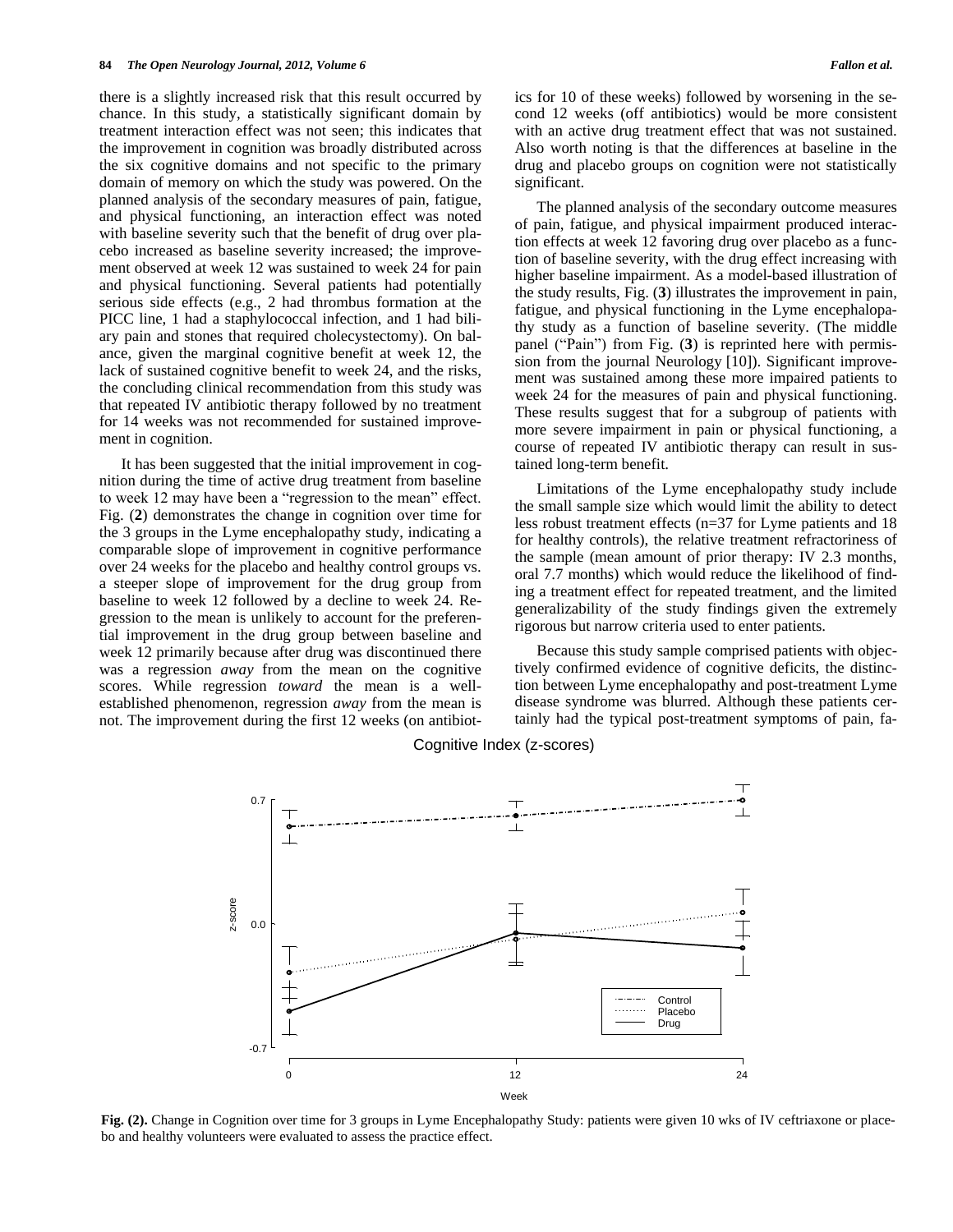there is a slightly increased risk that this result occurred by chance. In this study, a statistically significant domain by treatment interaction effect was not seen; this indicates that the improvement in cognition was broadly distributed across the six cognitive domains and not specific to the primary domain of memory on which the study was powered. On the planned analysis of the secondary measures of pain, fatigue, and physical functioning, an interaction effect was noted with baseline severity such that the benefit of drug over placebo increased as baseline severity increased; the improvement observed at week 12 was sustained to week 24 for pain and physical functioning. Several patients had potentially serious side effects (e.g., 2 had thrombus formation at the PICC line, 1 had a staphylococcal infection, and 1 had biliary pain and stones that required cholecystectomy). On balance, given the marginal cognitive benefit at week 12, the lack of sustained cognitive benefit to week 24, and the risks, the concluding clinical recommendation from this study was that repeated IV antibiotic therapy followed by no treatment for 14 weeks was not recommended for sustained improvement in cognition.

It has been suggested that the initial improvement in cognition during the time of active drug treatment from baseline to week 12 may have been a "regression to the mean" effect. Fig. (**2**) demonstrates the change in cognition over time for the 3 groups in the Lyme encephalopathy study, indicating a comparable slope of improvement in cognitive performance over 24 weeks for the placebo and healthy control groups vs. a steeper slope of improvement for the drug group from baseline to week 12 followed by a decline to week 24. Regression to the mean is unlikely to account for the preferential improvement in the drug group between baseline and week 12 primarily because after drug was discontinued there was a regression *away* from the mean on the cognitive scores. While regression *toward* the mean is a well-established phenomenon, regression *away* from the mean is not. The improvement during the first 12 weeks (on antibiotics for 10 of these weeks) followed by worsening in the second 12 weeks (off antibiotics) would be more consistent with an active drug treatment effect that was not sustained. Also worth noting is that the differences at baseline in the drug and placebo groups on cognition were not statistically significant.

The planned analysis of the secondary outcome measures of pain, fatigue, and physical impairment produced interaction effects at week 12 favoring drug over placebo as a function of baseline severity, with the drug effect increasing with higher baseline impairment. As a model-based illustration of the study results, Fig. (**3**) illustrates the improvement in pain, fatigue, and physical functioning in the Lyme encephalopathy study as a function of baseline severity. (The middle panel ("Pain") from Fig. (**3**) is reprinted here with permission from the journal Neurology [10]). Significant improvement was sustained among these more impaired patients to week 24 for the measures of pain and physical functioning. These results suggest that for a subgroup of patients with more severe impairment in pain or physical functioning, a course of repeated IV antibiotic therapy can result in sustained long-term benefit.

Limitations of the Lyme encephalopathy study include the small sample size which would limit the ability to detect less robust treatment effects (n=37 for Lyme patients and 18 for healthy controls), the relative treatment refractoriness of the sample (mean amount of prior therapy: IV 2.3 months, oral 7.7 months) which would reduce the likelihood of finding a treatment effect for repeated treatment, and the limited generalizability of the study findings given the extremely rigorous but narrow criteria used to enter patients.

Because this study sample comprised patients with objectively confirmed evidence of cognitive deficits, the distinction between Lyme encephalopathy and post-treatment Lyme disease syndrome was blurred. Although these patients certainly had the typical post-treatment symptoms of pain, fa-

**Fig. (2).** Change in Cognition over time for 3 groups in Lyme Encephalopathy Study: patients were given 10 wks of IV ceftriaxone or placebo and healthy volunteers were evaluated to assess the practice effect.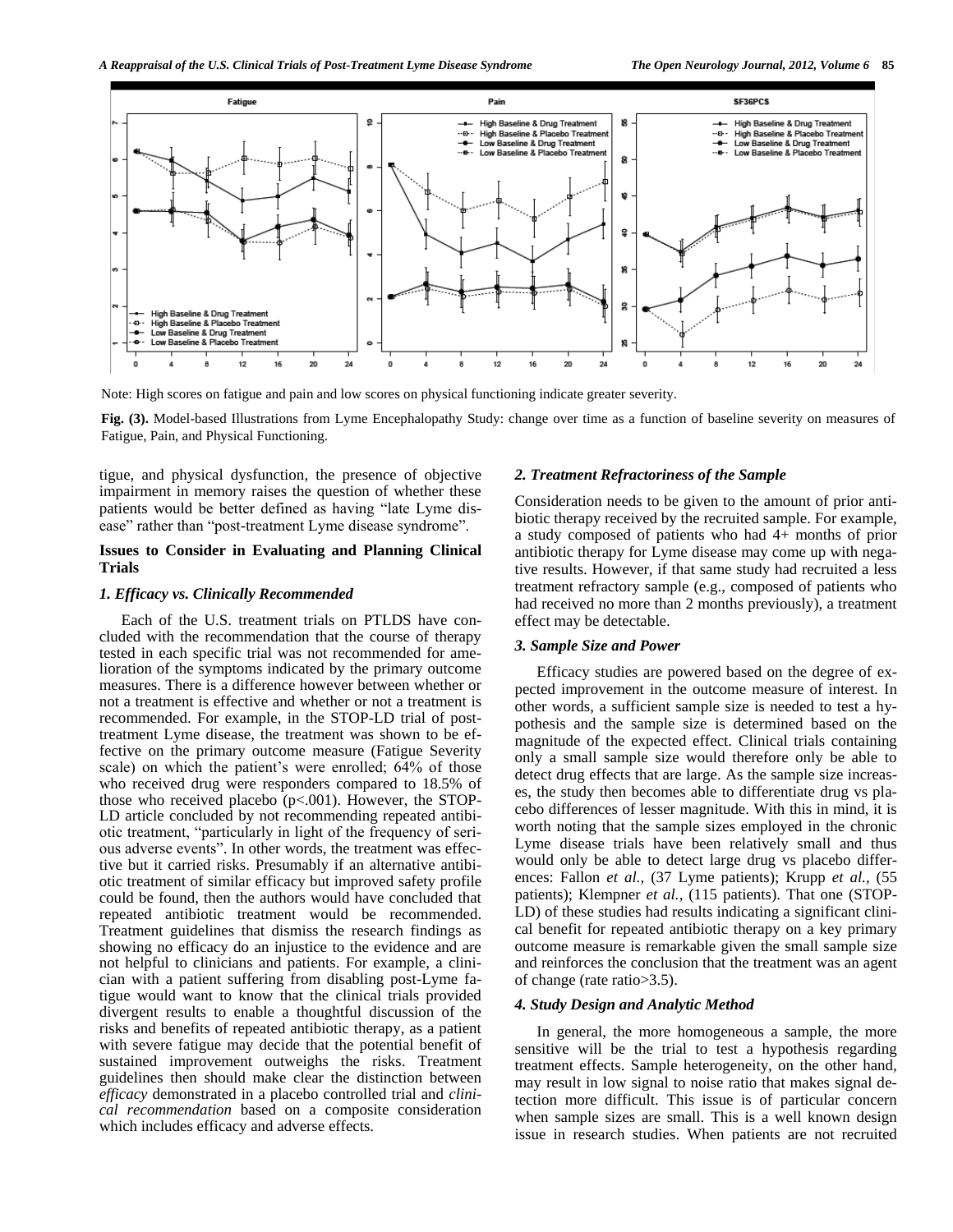Note: High scores on fatigue and pain and low scores on physical functioning indicate greater severity.

**Fig. (3).** Model-based Illustrations from Lyme Encephalopathy Study: change over time as a function of baseline severity on measures of Fatigue, Pain, and Physical Functioning.

tigue, and physical dysfunction, the presence of objective impairment in memory raises the question of whether these patients would be better defined as having "late Lyme disease" rather than "post-treatment Lyme disease syndrome".

## Issues to Consider in Evaluating and Planning Clinical Trials

### *1. Efficacy vs. Clinically Recommended*

Each of the U.S. treatment trials on PTLDS have concluded with the recommendation that the course of therapy tested in each specific trial was not recommended for amelioration of the symptoms indicated by the primary outcome measures. There is a difference however between whether or not a treatment is effective and whether or not a treatment is recommended. For example, in the STOP-LD trial of post-treatment Lyme disease, the treatment was shown to be effective on the primary outcome measure (Fatigue Severity scale) on which the patient's were enrolled; 64% of those who received drug were responders compared to 18.5% of those who received placebo ($p<.001$). However, the STOP-LD article concluded by not recommending repeated antibiotic treatment, "particularly in light of the frequency of serious adverse events". In other words, the treatment was effective but it carried risks. Presumably if an alternative antibiotic treatment of similar efficacy but improved safety profile could be found, then the authors would have concluded that repeated antibiotic treatment would be recommended. Treatment guidelines that dismiss the research findings as showing no efficacy do an injustice to the evidence and are not helpful to clinicians and patients. For example, a clinician with a patient suffering from disabling post-Lyme fatigue would want to know that the clinical trials provided divergent results to enable a thoughtful discussion of the risks and benefits of repeated antibiotic therapy, as a patient with severe fatigue may decide that the potential benefit of sustained improvement outweighs the risks. Treatment guidelines then should make clear the distinction between *efficacy* demonstrated in a placebo controlled trial and *clinical recommendation* based on a composite consideration which includes efficacy and adverse effects.

### *2. Treatment Refractoriness of the Sample*

Consideration needs to be given to the amount of prior antibiotic therapy received by the recruited sample. For example, a study composed of patients who had 4+ months of prior antibiotic therapy for Lyme disease may come up with negative results. However, if that same study had recruited a less treatment refractory sample (e.g., composed of patients who had received no more than 2 months previously), a treatment effect may be detectable.

### *3. Sample Size and Power*

Efficacy studies are powered based on the degree of expected improvement in the outcome measure of interest. In other words, a sufficient sample size is needed to test a hypothesis and the sample size is determined based on the magnitude of the expected effect. Clinical trials containing only a small sample size would therefore only be able to detect drug effects that are large. As the sample size increases, the study then becomes able to differentiate drug vs placebo differences of lesser magnitude. With this in mind, it is worth noting that the sample sizes employed in the chronic Lyme disease trials have been relatively small and thus would only be able to detect large drug vs placebo differences: Fallon *et al.,* (37 Lyme patients); Krupp *et al.,* (55 patients); Klempner *et al.,* (115 patients). That one (STOP-LD) of these studies had results indicating a significant clinical benefit for repeated antibiotic therapy on a key primary outcome measure is remarkable given the small sample size and reinforces the conclusion that the treatment was an agent of change (rate ratio>3.5).

### *4. Study Design and Analytic Method*

In general, the more homogeneous a sample, the more sensitive will be the trial to test a hypothesis regarding treatment effects. Sample heterogeneity, on the other hand, may result in low signal to noise ratio that makes signal detection more difficult. This issue is of particular concern when sample sizes are small. This is a well known design issue in research studies. When patients are not recruited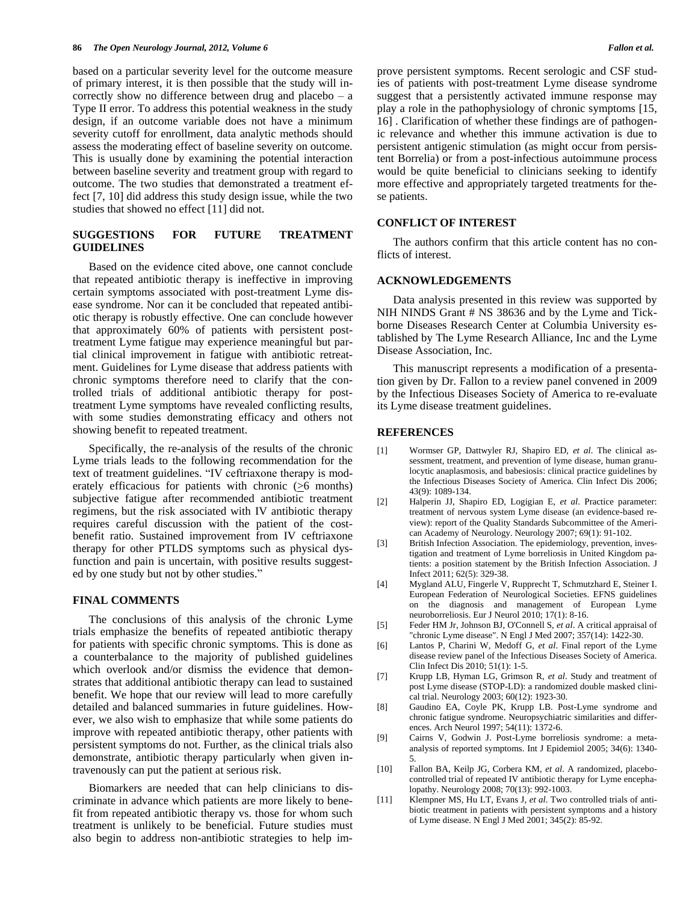based on a particular severity level for the outcome measure of primary interest, it is then possible that the study will incorrectly show no difference between drug and placebo – a Type II error. To address this potential weakness in the study design, if an outcome variable does not have a minimum severity cutoff for enrollment, data analytic methods should assess the moderating effect of baseline severity on outcome. This is usually done by examining the potential interaction between baseline severity and treatment group with regard to outcome. The two studies that demonstrated a treatment effect [7, 10] did address this study design issue, while the two studies that showed no effect [11] did not.

## SUGGESTIONS FOR FUTURE TREATMENT GUIDELINES

Based on the evidence cited above, one cannot conclude that repeated antibiotic therapy is ineffective in improving certain symptoms associated with post-treatment Lyme disease syndrome. Nor can it be concluded that repeated antibiotic therapy is robustly effective. One can conclude however that approximately 60% of patients with persistent post-treatment Lyme fatigue may experience meaningful but partial clinical improvement in fatigue with antibiotic retreatment. Guidelines for Lyme disease that address patients with chronic symptoms therefore need to clarify that the controlled trials of additional antibiotic therapy for post-treatment Lyme symptoms have revealed conflicting results, with some studies demonstrating efficacy and others not showing benefit to repeated treatment.

Specifically, the re-analysis of the results of the chronic Lyme trials leads to the following recommendation for the text of treatment guidelines. "IV ceftriaxone therapy is moderately efficacious for patients with chronic ($\geq$6 months) subjective fatigue after recommended antibiotic treatment regimens, but the risk associated with IV antibiotic therapy requires careful discussion with the patient of the cost-benefit ratio. Sustained improvement from IV ceftriaxone therapy for other PTLDS symptoms such as physical dysfunction and pain is uncertain, with positive results suggested by one study but not by other studies."

## FINAL COMMENTS

The conclusions of this analysis of the chronic Lyme trials emphasize the benefits of repeated antibiotic therapy for patients with specific chronic symptoms. This is done as a counterbalance to the majority of published guidelines which overlook and/or dismiss the evidence that demonstrates that additional antibiotic therapy can lead to sustained benefit. We hope that our review will lead to more carefully detailed and balanced summaries in future guidelines. However, we also wish to emphasize that while some patients do improve with repeated antibiotic therapy, other patients with persistent symptoms do not. Further, as the clinical trials also demonstrate, antibiotic therapy particularly when given intravenously can put the patient at serious risk.

Biomarkers are needed that can help clinicians to discriminate in advance which patients are more likely to benefit from repeated antibiotic therapy vs. those for whom such treatment is unlikely to be beneficial. Future studies must also begin to address non-antibiotic strategies to help improve persistent symptoms. Recent serologic and CSF studies of patients with post-treatment Lyme disease syndrome suggest that a persistently activated immune response may play a role in the pathophysiology of chronic symptoms [15, 16] . Clarification of whether these findings are of pathogenic relevance and whether this immune activation is due to persistent antigenic stimulation (as might occur from persistent Borrelia) or from a post-infectious autoimmune process would be quite beneficial to clinicians seeking to identify more effective and appropriately targeted treatments for these patients.

## CONFLICT OF INTEREST

The authors confirm that this article content has no conflicts of interest.

## ACKNOWLEDGEMENTS

Data analysis presented in this review was supported by NIH NINDS Grant # NS 38636 and by the Lyme and Tick-borne Diseases Research Center at Columbia University established by The Lyme Research Alliance, Inc and the Lyme Disease Association, Inc.

This manuscript represents a modification of a presentation given by Dr. Fallon to a review panel convened in 2009 by the Infectious Diseases Society of America to re-evaluate its Lyme disease treatment guidelines.

## REFERENCES

[1] Wormser GP, Dattwyler RJ, Shapiro ED, *et al*. The clinical assessment, treatment, and prevention of lyme disease, human granulocytic anaplasmosis, and babesiosis: clinical practice guidelines by the Infectious Diseases Society of America. Clin Infect Dis 2006; 43(9): 1089-134.

[2] Halperin JJ, Shapiro ED, Logigian E, *et al*. Practice parameter: treatment of nervous system Lyme disease (an evidence-based review): report of the Quality Standards Subcommittee of the American Academy of Neurology. Neurology 2007; 69(1): 91-102.

[3] British Infection Association. The epidemiology, prevention, investigation and treatment of Lyme borreliosis in United Kingdom patients: a position statement by the British Infection Association. J Infect 2011; 62(5): 329-38.

[4] Mygland ALU, Fingerle V, Rupprecht T, Schmutzhard E, Steiner I. European Federation of Neurological Societies. EFNS guidelines on the diagnosis and management of European Lyme neuroborreliosis. Eur J Neurol 2010; 17(1): 8-16.

[5] Feder HM Jr, Johnson BJ, O'Connell S, *et al*. A critical appraisal of "chronic Lyme disease". N Engl J Med 2007; 357(14): 1422-30.

[6] Lantos P, Charini W, Medoff G, *et al*. Final report of the Lyme disease review panel of the Infectious Diseases Society of America. Clin Infect Dis 2010; 51(1): 1-5.

[7] Krupp LB, Hyman LG, Grimson R, *et al*. Study and treatment of post Lyme disease (STOP-LD): a randomized double masked clinical trial. Neurology 2003; 60(12): 1923-30.

[8] Gaudino EA, Coyle PK, Krupp LB. Post-Lyme syndrome and chronic fatigue syndrome. Neuropsychiatric similarities and differences. Arch Neurol 1997; 54(11): 1372-6.

[9] Cairns V, Godwin J. Post-Lyme borreliosis syndrome: a meta-analysis of reported symptoms. Int J Epidemiol 2005; 34(6): 1340-5.

[10] Fallon BA, Keilp JG, Corbera KM, *et al*. A randomized, placebo-controlled trial of repeated IV antibiotic therapy for Lyme encephalopathy. Neurology 2008; 70(13): 992-1003.

[11] Klempner MS, Hu LT, Evans J, *et al*. Two controlled trials of antibiotic treatment in patients with persistent symptoms and a history of Lyme disease. N Engl J Med 2001; 345(2): 85-92.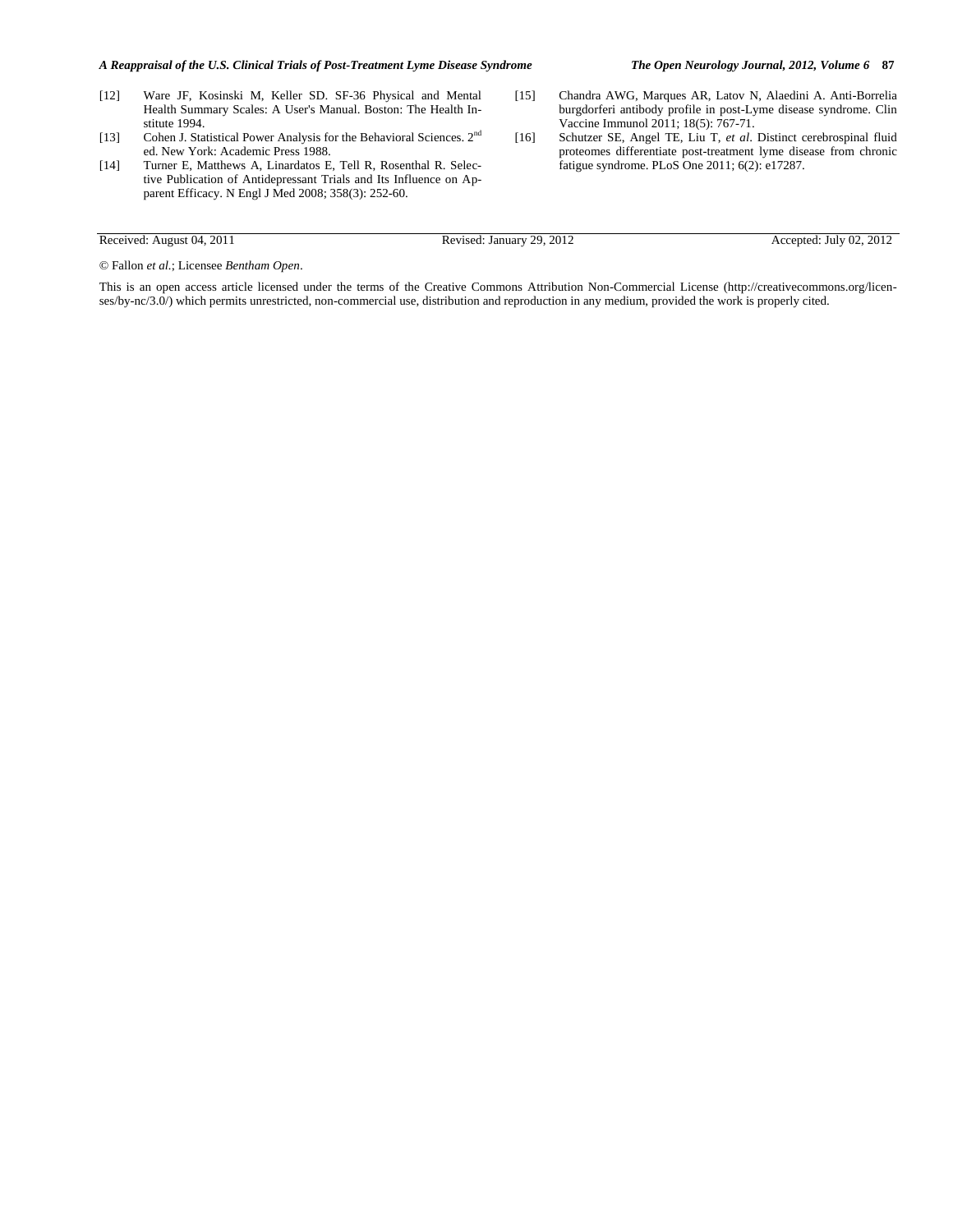[12] Ware JF, Kosinski M, Keller SD. SF-36 Physical and Mental Health Summary Scales: A User's Manual. Boston: The Health Institute 1994.

[13] Cohen J. Statistical Power Analysis for the Behavioral Sciences. 2nd ed. New York: Academic Press 1988.

[14] Turner E, Matthews A, Linardatos E, Tell R, Rosenthal R. Selective Publication of Antidepressant Trials and Its Influence on Apparent Efficacy. N Engl J Med 2008; 358(3): 252-60.

[15] Chandra AWG, Marques AR, Latov N, Alaedini A. Anti-Borrelia burgdorferi antibody profile in post-Lyme disease syndrome. Clin Vaccine Immunol 2011; 18(5): 767-71.

[16] Schutzer SE, Angel TE, Liu T, *et al*. Distinct cerebrospinal fluid proteomes differentiate post-treatment lyme disease from chronic fatigue syndrome. PLoS One 2011; 6(2): e17287.

Received: August 04, 2011 | Revised: January 29, 2012 | Accepted: July 02, 2012

© Fallon *et al.*; Licensee *Bentham Open*.

This is an open access article licensed under the terms of the Creative Commons Attribution Non-Commercial License (http://creativecommons.org/licenses/by-nc/3.0/) which permits unrestricted, non-commercial use, distribution and reproduction in any medium, provided the work is properly cited.